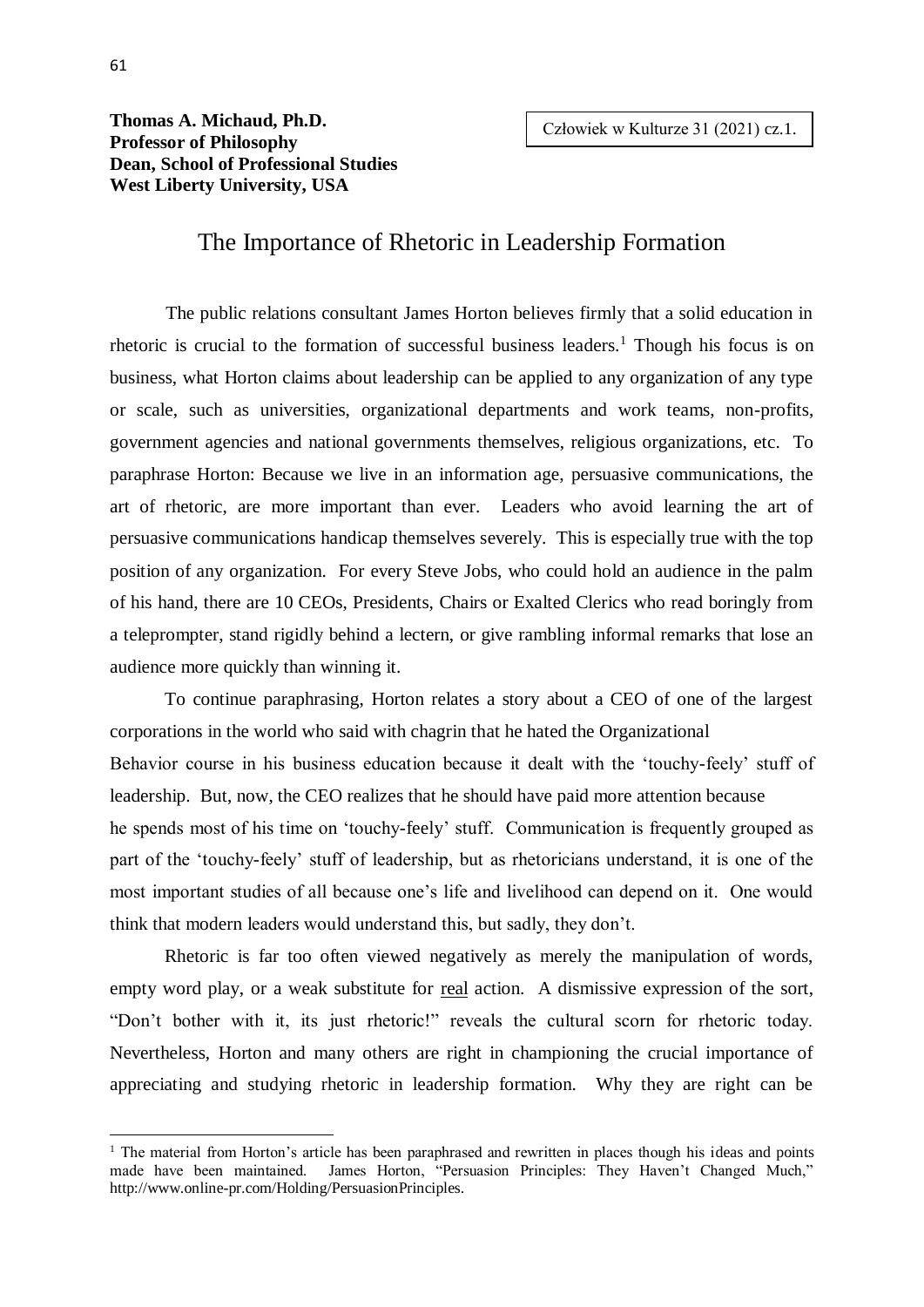**Thomas A. Michaud, Ph.D.**
**Professor of Philosophy**
**Dean, School of Professional Studies**
**West Liberty University, USA**

# The Importance of Rhetoric in Leadership Formation

The public relations consultant James Horton believes firmly that a solid education in rhetoric is crucial to the formation of successful business leaders.[1] Though his focus is on business, what Horton claims about leadership can be applied to any organization of any type or scale, such as universities, organizational departments and work teams, non-profits, government agencies and national governments themselves, religious organizations, etc. To paraphrase Horton: Because we live in an information age, persuasive communications, the art of rhetoric, are more important than ever. Leaders who avoid learning the art of persuasive communications handicap themselves severely. This is especially true with the top position of any organization. For every Steve Jobs, who could hold an audience in the palm of his hand, there are 10 CEOs, Presidents, Chairs or Exalted Clerics who read boringly from a teleprompter, stand rigidly behind a lectern, or give rambling informal remarks that lose an audience more quickly than winning it.

To continue paraphrasing, Horton relates a story about a CEO of one of the largest corporations in the world who said with chagrin that he hated the Organizational Behavior course in his business education because it dealt with the 'touchy-feely' stuff of leadership. But, now, the CEO realizes that he should have paid more attention because he spends most of his time on 'touchy-feely' stuff. Communication is frequently grouped as part of the 'touchy-feely' stuff of leadership, but as rhetoricians understand, it is one of the most important studies of all because one's life and livelihood can depend on it. One would think that modern leaders would understand this, but sadly, they don't.

Rhetoric is far too often viewed negatively as merely the manipulation of words, empty word play, or a weak substitute for real action. A dismissive expression of the sort, "Don't bother with it, its just rhetoric!" reveals the cultural scorn for rhetoric today. Nevertheless, Horton and many others are right in championing the crucial importance of appreciating and studying rhetoric in leadership formation. Why they are right can be

---

[1] The material from Horton's article has been paraphrased and rewritten in places though his ideas and points made have been maintained. James Horton, "Persuasion Principles: They Haven't Changed Much," http://www.online-pr.com/Holding/PersuasionPrinciples.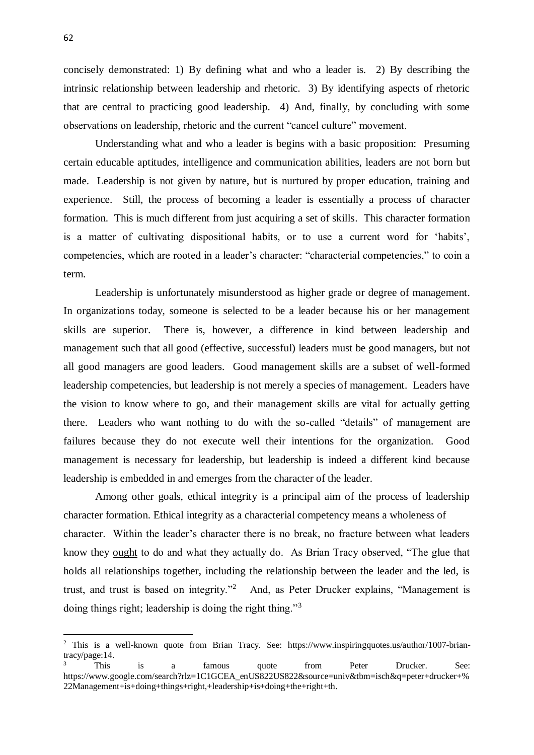concisely demonstrated: 1) By defining what and who a leader is. 2) By describing the intrinsic relationship between leadership and rhetoric. 3) By identifying aspects of rhetoric that are central to practicing good leadership. 4) And, finally, by concluding with some observations on leadership, rhetoric and the current "cancel culture" movement.

Understanding what and who a leader is begins with a basic proposition: Presuming certain educable aptitudes, intelligence and communication abilities, leaders are not born but made. Leadership is not given by nature, but is nurtured by proper education, training and experience. Still, the process of becoming a leader is essentially a process of character formation. This is much different from just acquiring a set of skills. This character formation is a matter of cultivating dispositional habits, or to use a current word for 'habits', competencies, which are rooted in a leader's character: "characterial competencies," to coin a term.

Leadership is unfortunately misunderstood as higher grade or degree of management. In organizations today, someone is selected to be a leader because his or her management skills are superior. There is, however, a difference in kind between leadership and management such that all good (effective, successful) leaders must be good managers, but not all good managers are good leaders. Good management skills are a subset of well-formed leadership competencies, but leadership is not merely a species of management. Leaders have the vision to know where to go, and their management skills are vital for actually getting there. Leaders who want nothing to do with the so-called "details" of management are failures because they do not execute well their intentions for the organization. Good management is necessary for leadership, but leadership is indeed a different kind because leadership is embedded in and emerges from the character of the leader.

Among other goals, ethical integrity is a principal aim of the process of leadership character formation. Ethical integrity as a characterial competency means a wholeness of character. Within the leader's character there is no break, no fracture between what leaders know they <u>ought</u> to do and what they actually do. As Brian Tracy observed, "The glue that holds all relationships together, including the relationship between the leader and the led, is trust, and trust is based on integrity."[2] And, as Peter Drucker explains, "Management is doing things right; leadership is doing the right thing."[3]

---

[2] This is a well-known quote from Brian Tracy. See: https://www.inspiringquotes.us/author/1007-brian-tracy/page:14.

[3] This is a famous quote from Peter Drucker. See: https://www.google.com/search?rlz=1C1GCEA_enUS822US822&source=univ&tbm=isch&q=peter+drucker+%22Management+is+doing+things+right,+leadership+is+doing+the+right+th.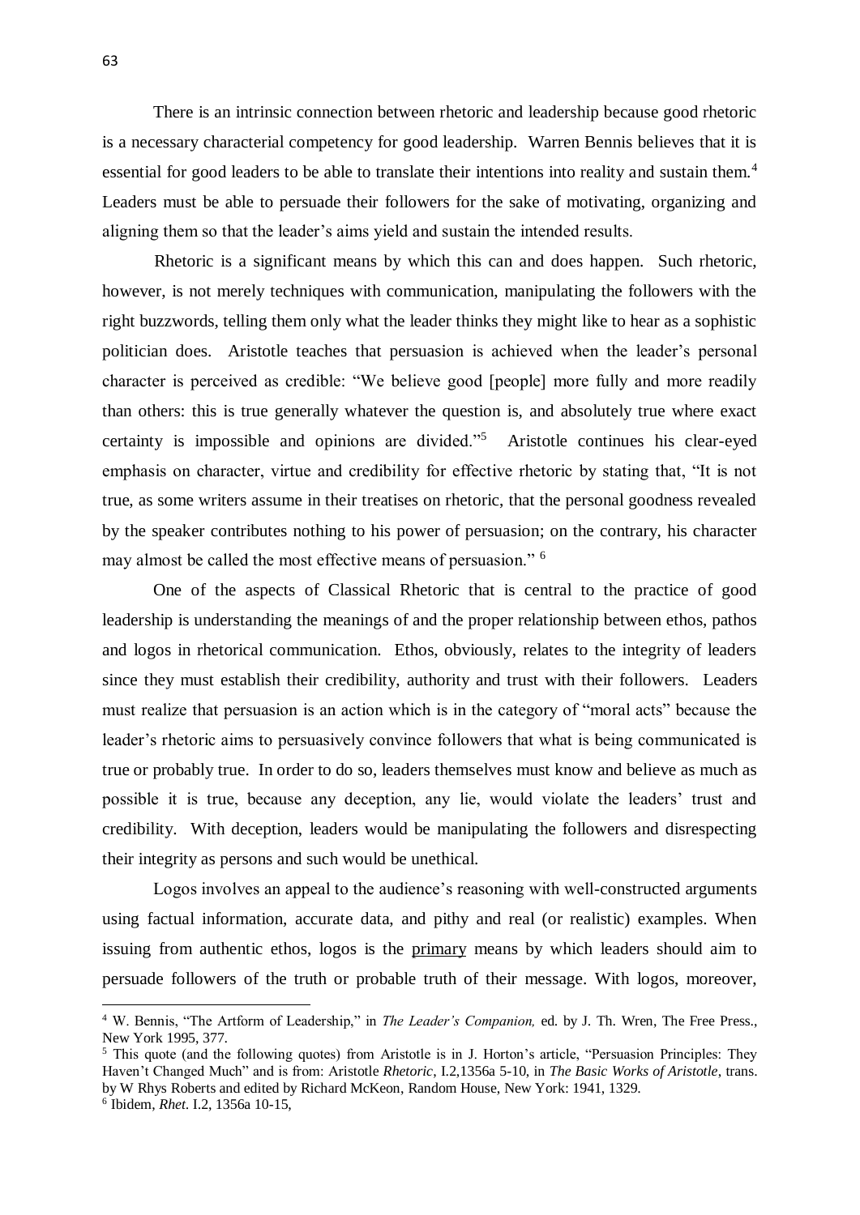There is an intrinsic connection between rhetoric and leadership because good rhetoric is a necessary characterial competency for good leadership. Warren Bennis believes that it is essential for good leaders to be able to translate their intentions into reality and sustain them.[4] Leaders must be able to persuade their followers for the sake of motivating, organizing and aligning them so that the leader's aims yield and sustain the intended results.

Rhetoric is a significant means by which this can and does happen. Such rhetoric, however, is not merely techniques with communication, manipulating the followers with the right buzzwords, telling them only what the leader thinks they might like to hear as a sophistic politician does. Aristotle teaches that persuasion is achieved when the leader's personal character is perceived as credible: "We believe good [people] more fully and more readily than others: this is true generally whatever the question is, and absolutely true where exact certainty is impossible and opinions are divided."[5] Aristotle continues his clear-eyed emphasis on character, virtue and credibility for effective rhetoric by stating that, "It is not true, as some writers assume in their treatises on rhetoric, that the personal goodness revealed by the speaker contributes nothing to his power of persuasion; on the contrary, his character may almost be called the most effective means of persuasion." [6]

One of the aspects of Classical Rhetoric that is central to the practice of good leadership is understanding the meanings of and the proper relationship between ethos, pathos and logos in rhetorical communication. Ethos, obviously, relates to the integrity of leaders since they must establish their credibility, authority and trust with their followers. Leaders must realize that persuasion is an action which is in the category of "moral acts" because the leader's rhetoric aims to persuasively convince followers that what is being communicated is true or probably true. In order to do so, leaders themselves must know and believe as much as possible it is true, because any deception, any lie, would violate the leaders' trust and credibility. With deception, leaders would be manipulating the followers and disrespecting their integrity as persons and such would be unethical.

Logos involves an appeal to the audience's reasoning with well-constructed arguments using factual information, accurate data, and pithy and real (or realistic) examples. When issuing from authentic ethos, logos is the <u>primary</u> means by which leaders should aim to persuade followers of the truth or probable truth of their message. With logos, moreover,

---

[4] W. Bennis, "The Artform of Leadership," in *The Leader's Companion,* ed. by J. Th. Wren, The Free Press., New York 1995, 377.

[5] This quote (and the following quotes) from Aristotle is in J. Horton's article, "Persuasion Principles: They Haven't Changed Much" and is from: Aristotle *Rhetoric*, I.2,1356a 5-10, in *The Basic Works of Aristotle*, trans. by W Rhys Roberts and edited by Richard McKeon, Random House, New York: 1941, 1329.

[6] Ibidem, *Rhet*. I.2, 1356a 10-15,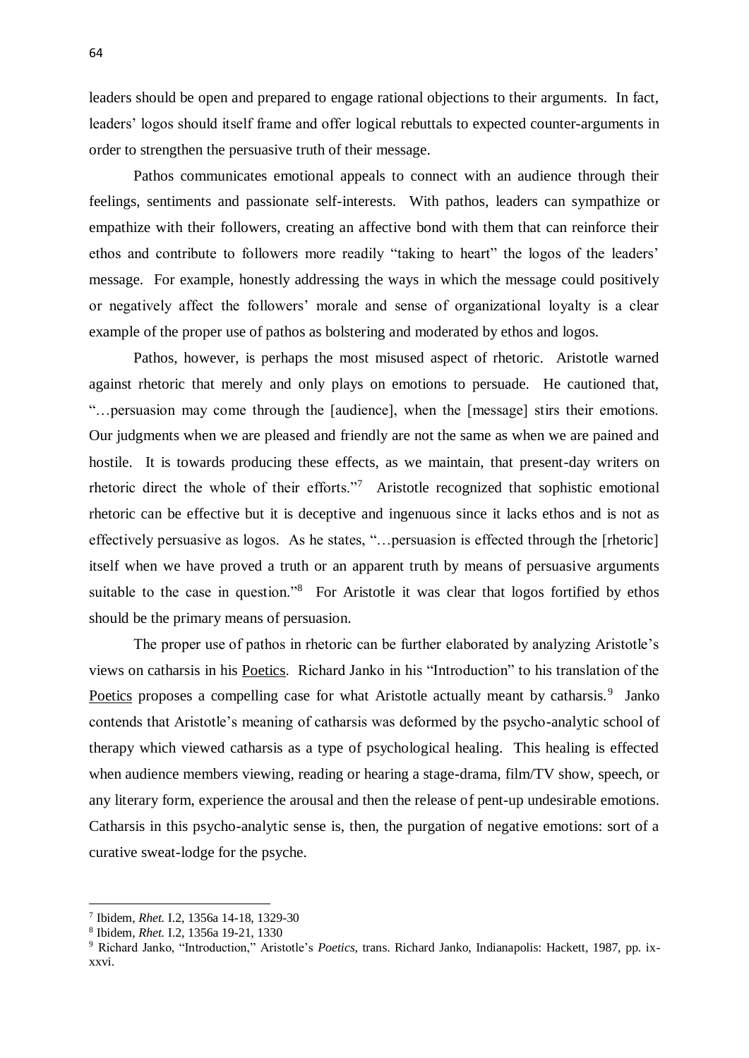leaders should be open and prepared to engage rational objections to their arguments. In fact, leaders' logos should itself frame and offer logical rebuttals to expected counter-arguments in order to strengthen the persuasive truth of their message.

Pathos communicates emotional appeals to connect with an audience through their feelings, sentiments and passionate self-interests. With pathos, leaders can sympathize or empathize with their followers, creating an affective bond with them that can reinforce their ethos and contribute to followers more readily "taking to heart" the logos of the leaders' message. For example, honestly addressing the ways in which the message could positively or negatively affect the followers' morale and sense of organizational loyalty is a clear example of the proper use of pathos as bolstering and moderated by ethos and logos.

Pathos, however, is perhaps the most misused aspect of rhetoric. Aristotle warned against rhetoric that merely and only plays on emotions to persuade. He cautioned that, "…persuasion may come through the [audience], when the [message] stirs their emotions. Our judgments when we are pleased and friendly are not the same as when we are pained and hostile. It is towards producing these effects, as we maintain, that present-day writers on rhetoric direct the whole of their efforts."[7] Aristotle recognized that sophistic emotional rhetoric can be effective but it is deceptive and ingenuous since it lacks ethos and is not as effectively persuasive as logos. As he states, "…persuasion is effected through the [rhetoric] itself when we have proved a truth or an apparent truth by means of persuasive arguments suitable to the case in question."[8] For Aristotle it was clear that logos fortified by ethos should be the primary means of persuasion.

The proper use of pathos in rhetoric can be further elaborated by analyzing Aristotle's views on catharsis in his Poetics. Richard Janko in his "Introduction" to his translation of the Poetics proposes a compelling case for what Aristotle actually meant by catharsis.[9] Janko contends that Aristotle's meaning of catharsis was deformed by the psycho-analytic school of therapy which viewed catharsis as a type of psychological healing. This healing is effected when audience members viewing, reading or hearing a stage-drama, film/TV show, speech, or any literary form, experience the arousal and then the release of pent-up undesirable emotions. Catharsis in this psycho-analytic sense is, then, the purgation of negative emotions: sort of a curative sweat-lodge for the psyche.

---

[7] Ibidem, *Rhet.* I.2, 1356a 14-18, 1329-30

[8] Ibidem, *Rhet.* I.2, 1356a 19-21, 1330

[9] Richard Janko, "Introduction," Aristotle's *Poetics*, trans. Richard Janko, Indianapolis: Hackett, 1987, pp. ix-xxvi.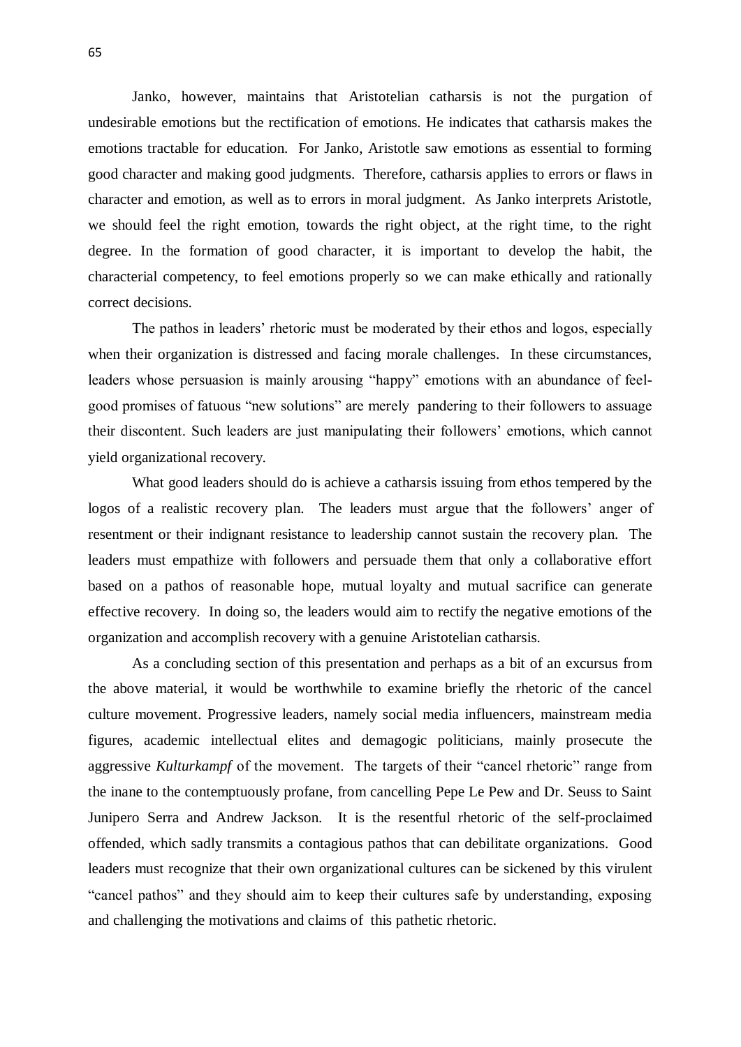Janko, however, maintains that Aristotelian catharsis is not the purgation of undesirable emotions but the rectification of emotions. He indicates that catharsis makes the emotions tractable for education. For Janko, Aristotle saw emotions as essential to forming good character and making good judgments. Therefore, catharsis applies to errors or flaws in character and emotion, as well as to errors in moral judgment. As Janko interprets Aristotle, we should feel the right emotion, towards the right object, at the right time, to the right degree. In the formation of good character, it is important to develop the habit, the characterial competency, to feel emotions properly so we can make ethically and rationally correct decisions.

The pathos in leaders' rhetoric must be moderated by their ethos and logos, especially when their organization is distressed and facing morale challenges. In these circumstances, leaders whose persuasion is mainly arousing "happy" emotions with an abundance of feel-good promises of fatuous "new solutions" are merely pandering to their followers to assuage their discontent. Such leaders are just manipulating their followers' emotions, which cannot yield organizational recovery.

What good leaders should do is achieve a catharsis issuing from ethos tempered by the logos of a realistic recovery plan. The leaders must argue that the followers' anger of resentment or their indignant resistance to leadership cannot sustain the recovery plan. The leaders must empathize with followers and persuade them that only a collaborative effort based on a pathos of reasonable hope, mutual loyalty and mutual sacrifice can generate effective recovery. In doing so, the leaders would aim to rectify the negative emotions of the organization and accomplish recovery with a genuine Aristotelian catharsis.

As a concluding section of this presentation and perhaps as a bit of an excursus from the above material, it would be worthwhile to examine briefly the rhetoric of the cancel culture movement. Progressive leaders, namely social media influencers, mainstream media figures, academic intellectual elites and demagogic politicians, mainly prosecute the aggressive *Kulturkampf* of the movement. The targets of their "cancel rhetoric" range from the inane to the contemptuously profane, from cancelling Pepe Le Pew and Dr. Seuss to Saint Junipero Serra and Andrew Jackson. It is the resentful rhetoric of the self-proclaimed offended, which sadly transmits a contagious pathos that can debilitate organizations. Good leaders must recognize that their own organizational cultures can be sickened by this virulent "cancel pathos" and they should aim to keep their cultures safe by understanding, exposing and challenging the motivations and claims of this pathetic rhetoric.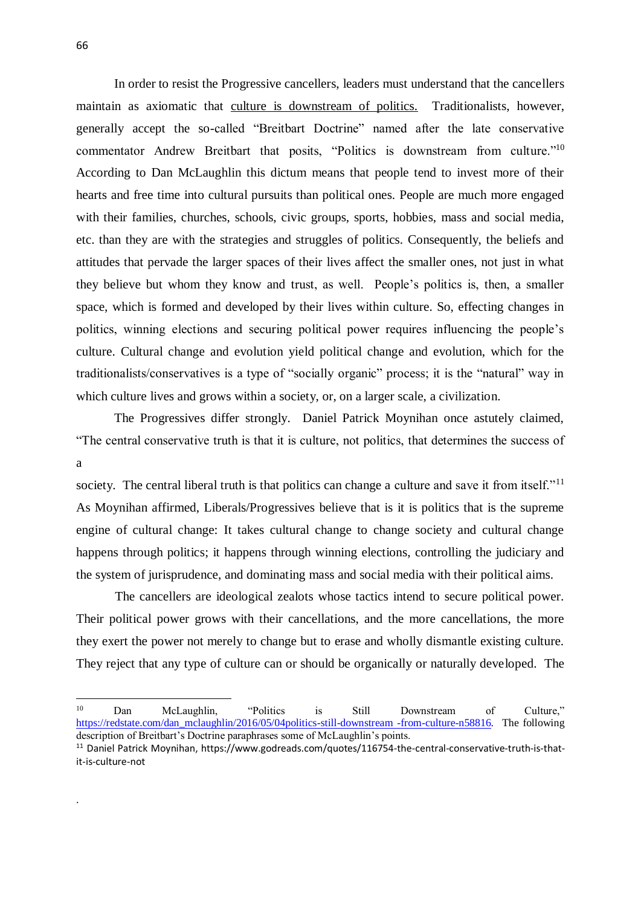In order to resist the Progressive cancellers, leaders must understand that the cancellers maintain as axiomatic that culture is downstream of politics. Traditionalists, however, generally accept the so-called "Breitbart Doctrine" named after the late conservative commentator Andrew Breitbart that posits, "Politics is downstream from culture."[10] According to Dan McLaughlin this dictum means that people tend to invest more of their hearts and free time into cultural pursuits than political ones. People are much more engaged with their families, churches, schools, civic groups, sports, hobbies, mass and social media, etc. than they are with the strategies and struggles of politics. Consequently, the beliefs and attitudes that pervade the larger spaces of their lives affect the smaller ones, not just in what they believe but whom they know and trust, as well. People's politics is, then, a smaller space, which is formed and developed by their lives within culture. So, effecting changes in politics, winning elections and securing political power requires influencing the people's culture. Cultural change and evolution yield political change and evolution, which for the traditionalists/conservatives is a type of "socially organic" process; it is the "natural" way in which culture lives and grows within a society, or, on a larger scale, a civilization.

The Progressives differ strongly. Daniel Patrick Moynihan once astutely claimed, "The central conservative truth is that it is culture, not politics, that determines the success of a society. The central liberal truth is that politics can change a culture and save it from itself."[11] As Moynihan affirmed, Liberals/Progressives believe that is it is politics that is the supreme engine of cultural change: It takes cultural change to change society and cultural change happens through politics; it happens through winning elections, controlling the judiciary and the system of jurisprudence, and dominating mass and social media with their political aims.

The cancellers are ideological zealots whose tactics intend to secure political power. Their political power grows with their cancellations, and the more cancellations, the more they exert the power not merely to change but to erase and wholly dismantle existing culture. They reject that any type of culture can or should be organically or naturally developed. The

---

[10] Dan McLaughlin, "Politics is Still Downstream of Culture," https://redstate.com/dan_mclaughlin/2016/05/04politics-still-downstream -from-culture-n58816. The following description of Breitbart's Doctrine paraphrases some of McLaughlin's points.

[11] Daniel Patrick Moynihan, https://www.godreads.com/quotes/116754-the-central-conservative-truth-is-that-it-is-culture-not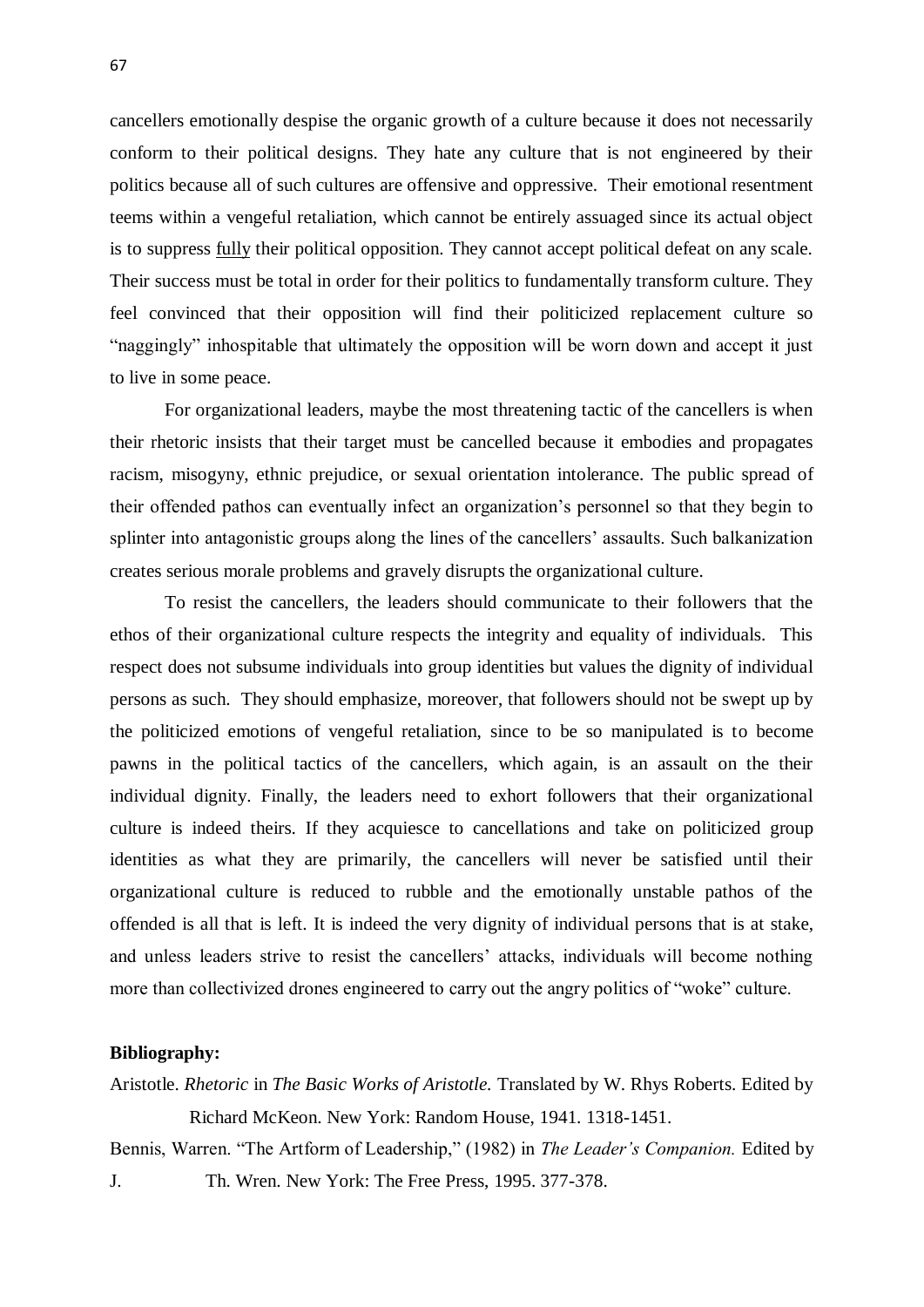cancellers emotionally despise the organic growth of a culture because it does not necessarily conform to their political designs. They hate any culture that is not engineered by their politics because all of such cultures are offensive and oppressive. Their emotional resentment teems within a vengeful retaliation, which cannot be entirely assuaged since its actual object is to suppress <u>fully</u> their political opposition. They cannot accept political defeat on any scale. Their success must be total in order for their politics to fundamentally transform culture. They feel convinced that their opposition will find their politicized replacement culture so "naggingly" inhospitable that ultimately the opposition will be worn down and accept it just to live in some peace.

For organizational leaders, maybe the most threatening tactic of the cancellers is when their rhetoric insists that their target must be cancelled because it embodies and propagates racism, misogyny, ethnic prejudice, or sexual orientation intolerance. The public spread of their offended pathos can eventually infect an organization's personnel so that they begin to splinter into antagonistic groups along the lines of the cancellers' assaults. Such balkanization creates serious morale problems and gravely disrupts the organizational culture.

To resist the cancellers, the leaders should communicate to their followers that the ethos of their organizational culture respects the integrity and equality of individuals. This respect does not subsume individuals into group identities but values the dignity of individual persons as such. They should emphasize, moreover, that followers should not be swept up by the politicized emotions of vengeful retaliation, since to be so manipulated is to become pawns in the political tactics of the cancellers, which again, is an assault on the their individual dignity. Finally, the leaders need to exhort followers that their organizational culture is indeed theirs. If they acquiesce to cancellations and take on politicized group identities as what they are primarily, the cancellers will never be satisfied until their organizational culture is reduced to rubble and the emotionally unstable pathos of the offended is all that is left. It is indeed the very dignity of individual persons that is at stake, and unless leaders strive to resist the cancellers' attacks, individuals will become nothing more than collectivized drones engineered to carry out the angry politics of "woke" culture.

**Bibliography:**

Aristotle. *Rhetoric* in *The Basic Works of Aristotle.* Translated by W. Rhys Roberts. Edited by Richard McKeon. New York: Random House, 1941. 1318-1451.

Bennis, Warren. "The Artform of Leadership," (1982) in *The Leader's Companion.* Edited by J. Th. Wren. New York: The Free Press, 1995. 377-378.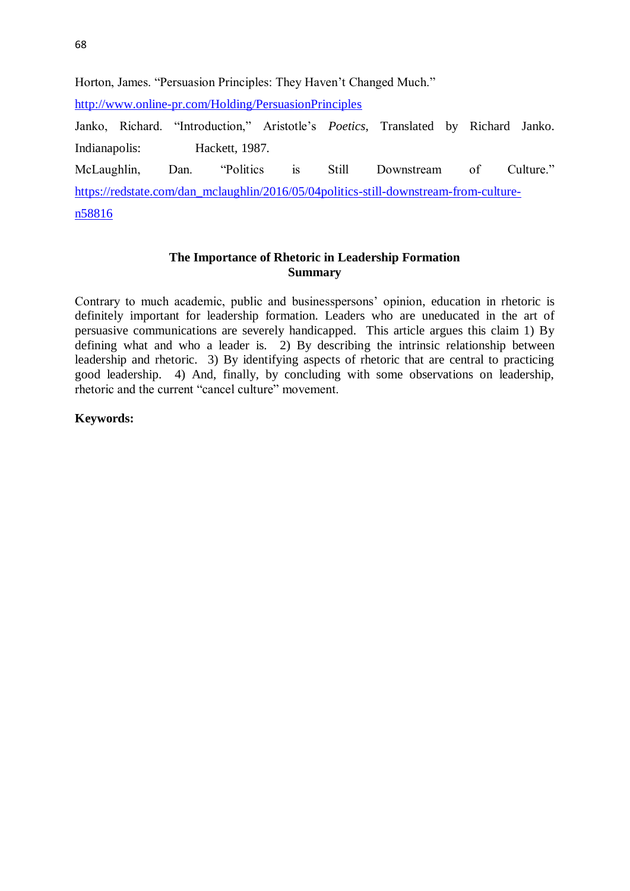Horton, James. "Persuasion Principles: They Haven't Changed Much." http://www.online-pr.com/Holding/PersuasionPrinciples

Janko, Richard. "Introduction," Aristotle's *Poetics*, Translated by Richard Janko. Indianapolis: Hackett, 1987.

McLaughlin, Dan. "Politics is Still Downstream of Culture." https://redstate.com/dan_mclaughlin/2016/05/04politics-still-downstream-from-culture-n58816

**The Importance of Rhetoric in Leadership Formation**
**Summary**

Contrary to much academic, public and businesspersons' opinion, education in rhetoric is definitely important for leadership formation. Leaders who are uneducated in the art of persuasive communications are severely handicapped. This article argues this claim 1) By defining what and who a leader is. 2) By describing the intrinsic relationship between leadership and rhetoric. 3) By identifying aspects of rhetoric that are central to practicing good leadership. 4) And, finally, by concluding with some observations on leadership, rhetoric and the current "cancel culture" movement.

**Keywords:**